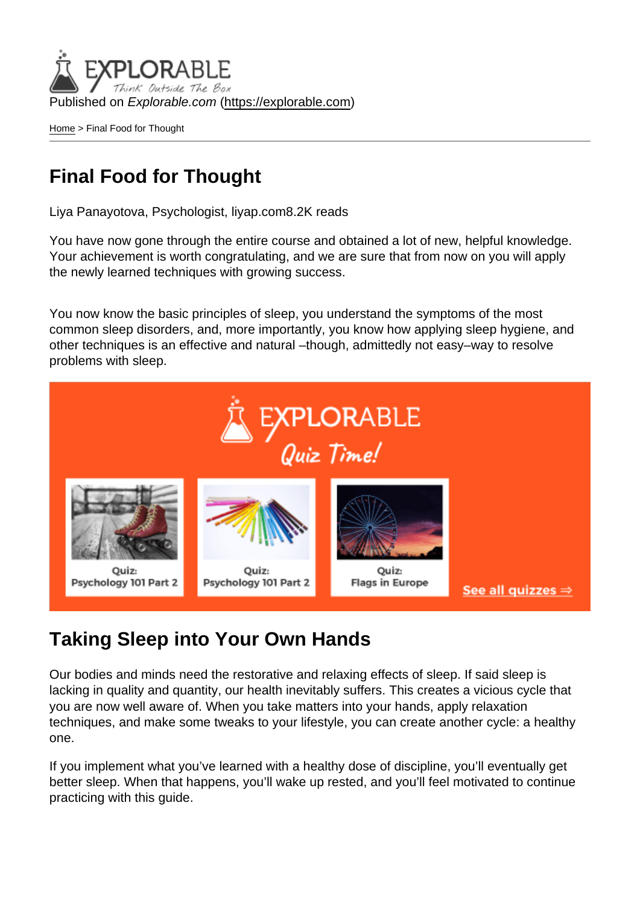Published on *Explorable.com* (https://explorable.com)

Home > Final Food for Thought

# Final Food for Thought

Liya Panayotova, Psychologist, liyap.com8.2K reads

You have now gone through the entire course and obtained a lot of new, helpful knowledge. Your achievement is worth congratulating, and we are sure that from now on you will apply the newly learned techniques with growing success.

You now know the basic principles of sleep, you understand the symptoms of the most common sleep disorders, and, more importantly, you know how applying sleep hygiene, and other techniques is an effective and natural –though, admittedly not easy–way to resolve problems with sleep.

## Taking Sleep into Your Own Hands

Our bodies and minds need the restorative and relaxing effects of sleep. If said sleep is lacking in quality and quantity, our health inevitably suffers. This creates a vicious cycle that you are now well aware of. When you take matters into your hands, apply relaxation techniques, and make some tweaks to your lifestyle, you can create another cycle: a healthy one.

If you implement what you've learned with a healthy dose of discipline, you'll eventually get better sleep. When that happens, you'll wake up rested, and you'll feel motivated to continue practicing with this guide.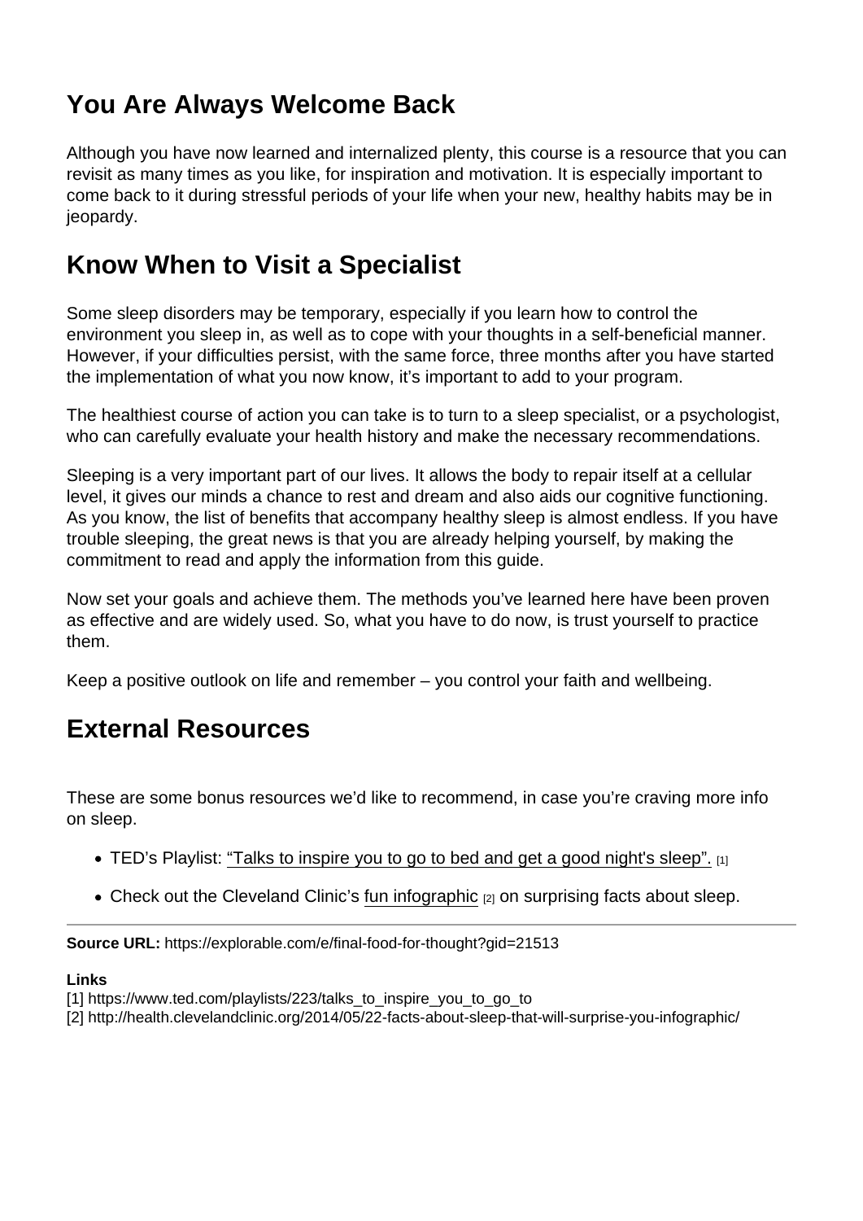## You Are Always Welcome Back

Although you have now learned and internalized plenty, this course is a resource that you can revisit as many times as you like, for inspiration and motivation. It is especially important to come back to it during stressful periods of your life when your new, healthy habits may be in jeopardy.

## Know When to Visit a Specialist

Some sleep disorders may be temporary, especially if you learn how to control the environment you sleep in, as well as to cope with your thoughts in a self-beneficial manner. However, if your difficulties persist, with the same force, three months after you have started the implementation of what you now know, it's important to add to your program.

The healthiest course of action you can take is to turn to a sleep specialist, or a psychologist, who can carefully evaluate your health history and make the necessary recommendations.

Sleeping is a very important part of our lives. It allows the body to repair itself at a cellular level, it gives our minds a chance to rest and dream and also aids our cognitive functioning. As you know, the list of benefits that accompany healthy sleep is almost endless. If you have trouble sleeping, the great news is that you are already helping yourself, by making the commitment to read and apply the information from this guide.

Now set your goals and achieve them. The methods you've learned here have been proven as effective and are widely used. So, what you have to do now, is trust yourself to practice them.

Keep a positive outlook on life and remember – you control your faith and wellbeing.

## External Resources

These are some bonus resources we'd like to recommend, in case you're craving more info on sleep.

- TED's Playlist: "Talks to inspire you to go to bed and get a good night's sleep". [1]
- Check out the Cleveland Clinic's fun infographic [2] on surprising facts about sleep.

---

**Source URL:** https://explorable.com/e/final-food-for-thought?gid=21513

**Links**
[1] https://www.ted.com/playlists/223/talks_to_inspire_you_to_go_to
[2] http://health.clevelandclinic.org/2014/05/22-facts-about-sleep-that-will-surprise-you-infographic/